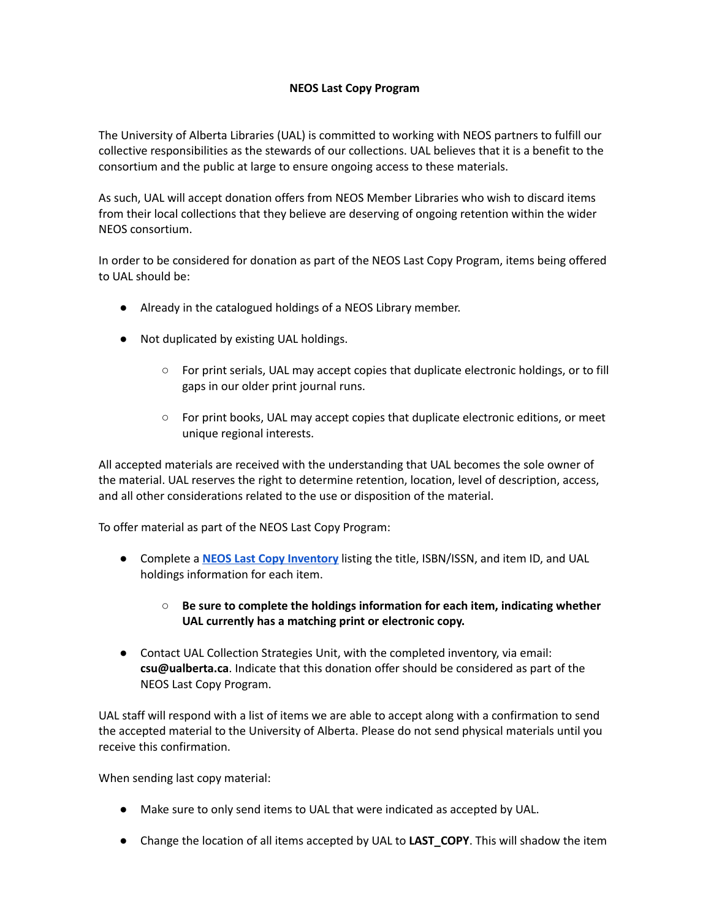# NEOS Last Copy Program

The University of Alberta Libraries (UAL) is committed to working with NEOS partners to fulfill our collective responsibilities as the stewards of our collections. UAL believes that it is a benefit to the consortium and the public at large to ensure ongoing access to these materials.

As such, UAL will accept donation offers from NEOS Member Libraries who wish to discard items from their local collections that they believe are deserving of ongoing retention within the wider NEOS consortium.

In order to be considered for donation as part of the NEOS Last Copy Program, items being offered to UAL should be:

- Already in the catalogued holdings of a NEOS Library member.
- Not duplicated by existing UAL holdings.
  - For print serials, UAL may accept copies that duplicate electronic holdings, or to fill gaps in our older print journal runs.
  - For print books, UAL may accept copies that duplicate electronic editions, or meet unique regional interests.

All accepted materials are received with the understanding that UAL becomes the sole owner of the material. UAL reserves the right to determine retention, location, level of description, access, and all other considerations related to the use or disposition of the material.

To offer material as part of the NEOS Last Copy Program:

- Complete a **NEOS Last Copy Inventory** listing the title, ISBN/ISSN, and item ID, and UAL holdings information for each item.
  - **Be sure to complete the holdings information for each item, indicating whether UAL currently has a matching print or electronic copy.**
- Contact UAL Collection Strategies Unit, with the completed inventory, via email: **csu@ualberta.ca**. Indicate that this donation offer should be considered as part of the NEOS Last Copy Program.

UAL staff will respond with a list of items we are able to accept along with a confirmation to send the accepted material to the University of Alberta. Please do not send physical materials until you receive this confirmation.

When sending last copy material:

- Make sure to only send items to UAL that were indicated as accepted by UAL.
- Change the location of all items accepted by UAL to **LAST_COPY**. This will shadow the item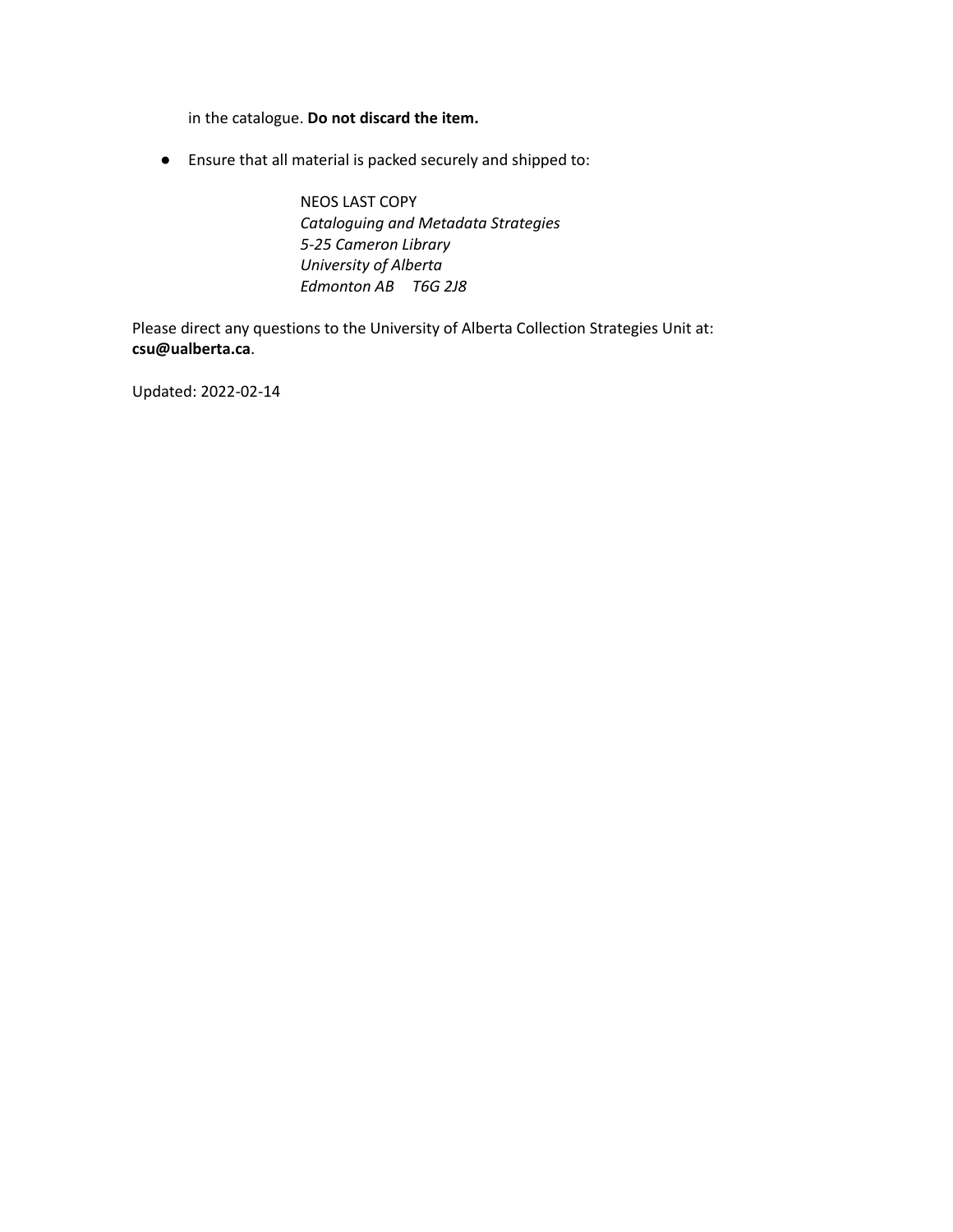in the catalogue. **Do not discard the item.**

- Ensure that all material is packed securely and shipped to:

  NEOS LAST COPY
  *Cataloguing and Metadata Strategies*
  *5-25 Cameron Library*
  *University of Alberta*
  *Edmonton AB    T6G 2J8*

Please direct any questions to the University of Alberta Collection Strategies Unit at: **csu@ualberta.ca**.

Updated: 2022-02-14